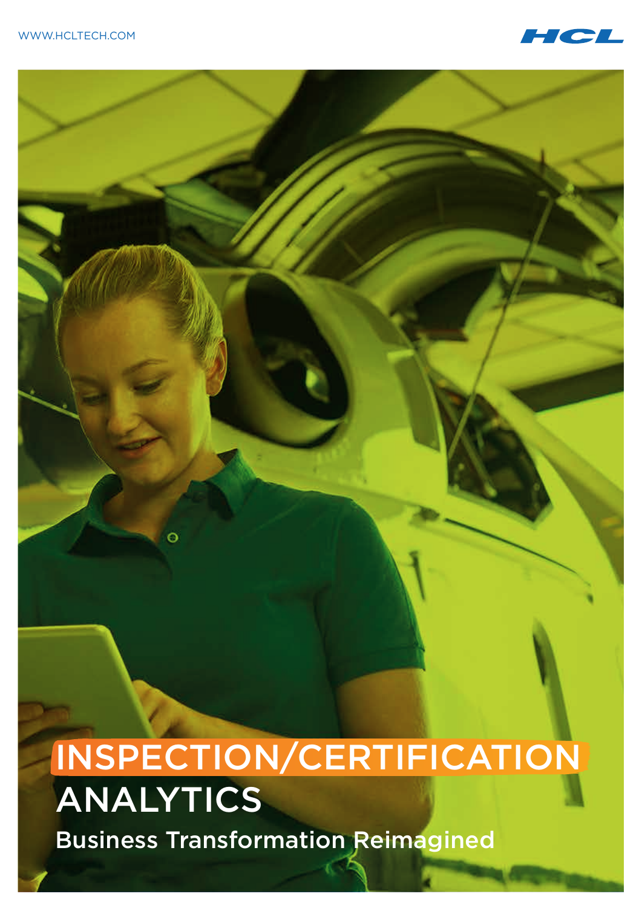WWW.HCLTECH.COM

# INSPECTION/CERTIFICATION ANALYTICS

## Business Transformation Reimagined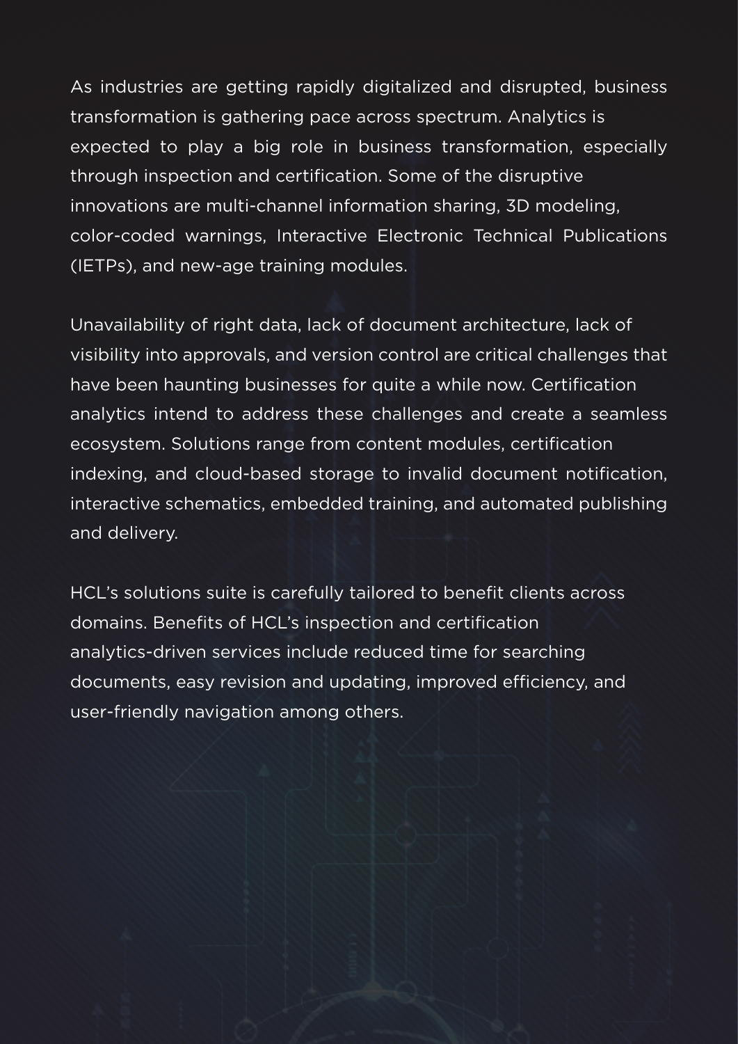As industries are getting rapidly digitalized and disrupted, business transformation is gathering pace across spectrum. Analytics is expected to play a big role in business transformation, especially through inspection and certification. Some of the disruptive innovations are multi-channel information sharing, 3D modeling, color-coded warnings, Interactive Electronic Technical Publications (IETPs), and new-age training modules.

Unavailability of right data, lack of document architecture, lack of visibility into approvals, and version control are critical challenges that have been haunting businesses for quite a while now. Certification analytics intend to address these challenges and create a seamless ecosystem. Solutions range from content modules, certification indexing, and cloud-based storage to invalid document notification, interactive schematics, embedded training, and automated publishing and delivery.

HCL's solutions suite is carefully tailored to benefit clients across domains. Benefits of HCL's inspection and certification analytics-driven services include reduced time for searching documents, easy revision and updating, improved efficiency, and user-friendly navigation among others.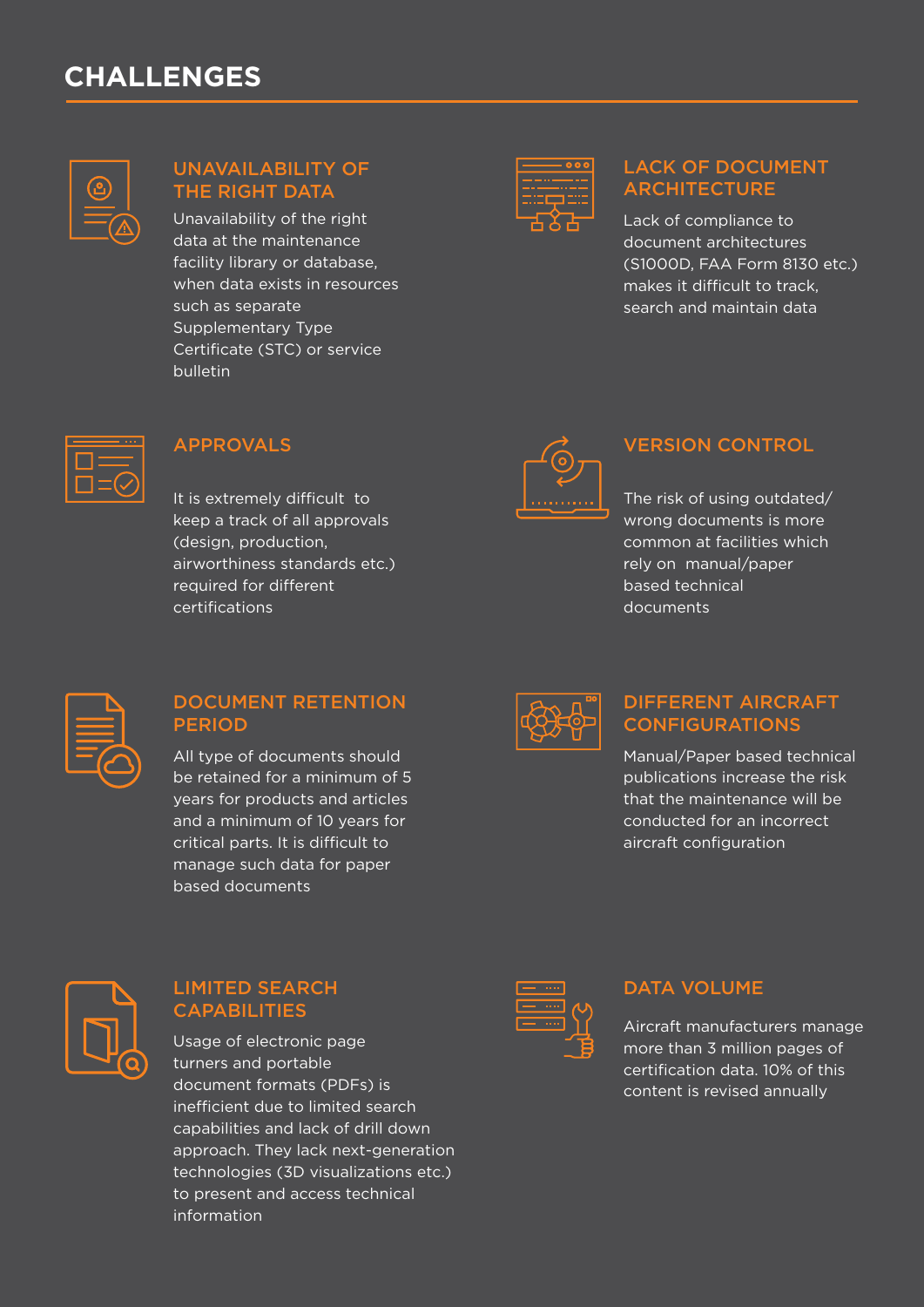# CHALLENGES

### UNAVAILABILITY OF THE RIGHT DATA

Unavailability of the right data at the maintenance facility library or database, when data exists in resources such as separate Supplementary Type Certificate (STC) or service bulletin

### LACK OF DOCUMENT ARCHITECTURE

Lack of compliance to document architectures (S1000D, FAA Form 8130 etc.) makes it difficult to track, search and maintain data

### APPROVALS

It is extremely difficult to keep a track of all approvals (design, production, airworthiness standards etc.) required for different certifications

### VERSION CONTROL

The risk of using outdated/wrong documents is more common at facilities which rely on manual/paper based technical documents

### DOCUMENT RETENTION PERIOD

All type of documents should be retained for a minimum of 5 years for products and articles and a minimum of 10 years for critical parts. It is difficult to manage such data for paper based documents

### DIFFERENT AIRCRAFT CONFIGURATIONS

Manual/Paper based technical publications increase the risk that the maintenance will be conducted for an incorrect aircraft configuration

### LIMITED SEARCH CAPABILITIES

Usage of electronic page turners and portable document formats (PDFs) is inefficient due to limited search capabilities and lack of drill down approach. They lack next-generation technologies (3D visualizations etc.) to present and access technical information

### DATA VOLUME

Aircraft manufacturers manage more than 3 million pages of certification data. 10% of this content is revised annually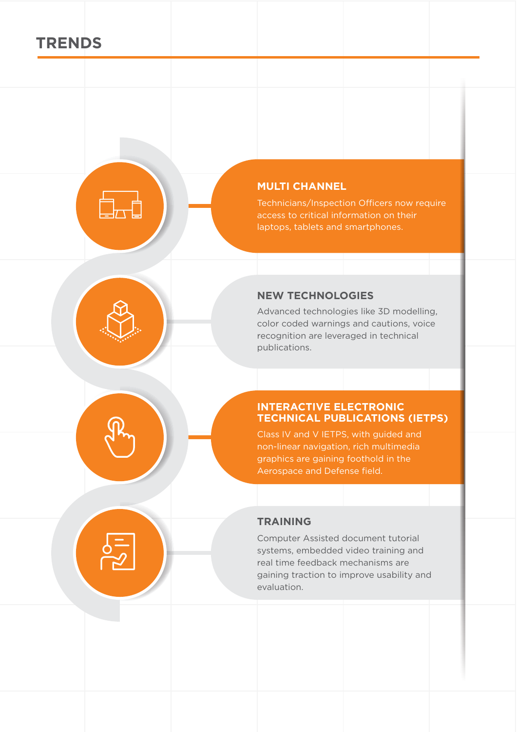# TRENDS

## MULTI CHANNEL

Technicians/Inspection Officers now require access to critical information on their laptops, tablets and smartphones.

## NEW TECHNOLOGIES

Advanced technologies like 3D modelling, color coded warnings and cautions, voice recognition are leveraged in technical publications.

## INTERACTIVE ELECTRONIC TECHNICAL PUBLICATIONS (IETPS)

Class IV and V IETPS, with guided and non-linear navigation, rich multimedia graphics are gaining foothold in the Aerospace and Defense field.

## TRAINING

Computer Assisted document tutorial systems, embedded video training and real time feedback mechanisms are gaining traction to improve usability and evaluation.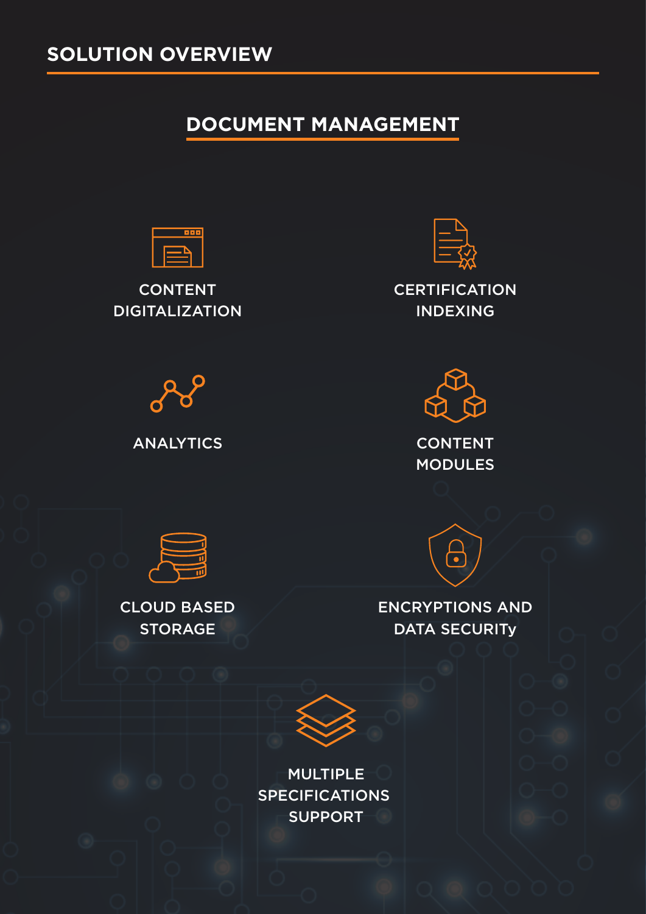## SOLUTION OVERVIEW

### DOCUMENT MANAGEMENT

CONTENT DIGITALIZATION

CERTIFICATION INDEXING

ANALYTICS

CONTENT MODULES

CLOUD BASED STORAGE

ENCRYPTIONS AND DATA SECURITy

MULTIPLE SPECIFICATIONS SUPPORT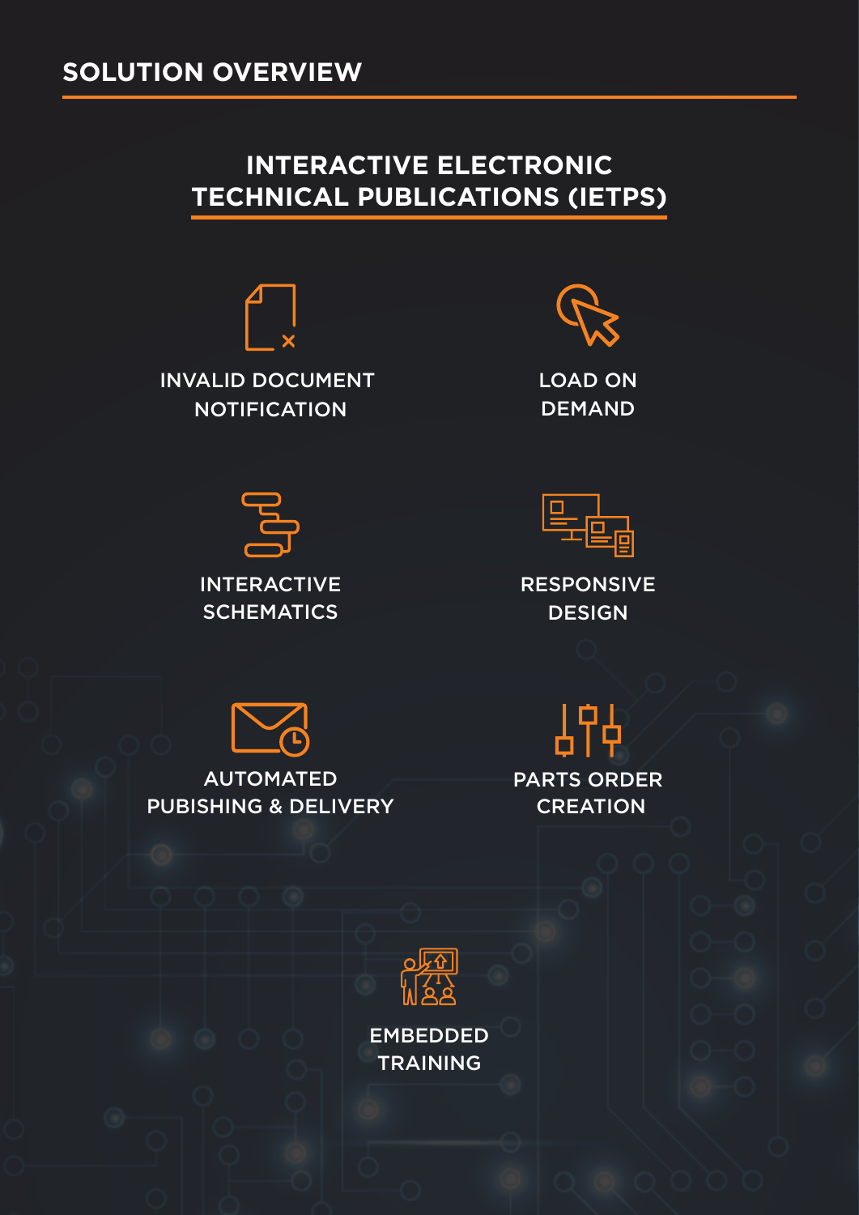## SOLUTION OVERVIEW

### INTERACTIVE ELECTRONIC TECHNICAL PUBLICATIONS (IETPS)

INVALID DOCUMENT NOTIFICATION

LOAD ON DEMAND

INTERACTIVE SCHEMATICS

RESPONSIVE DESIGN

AUTOMATED PUBISHING & DELIVERY

PARTS ORDER CREATION

EMBEDDED TRAINING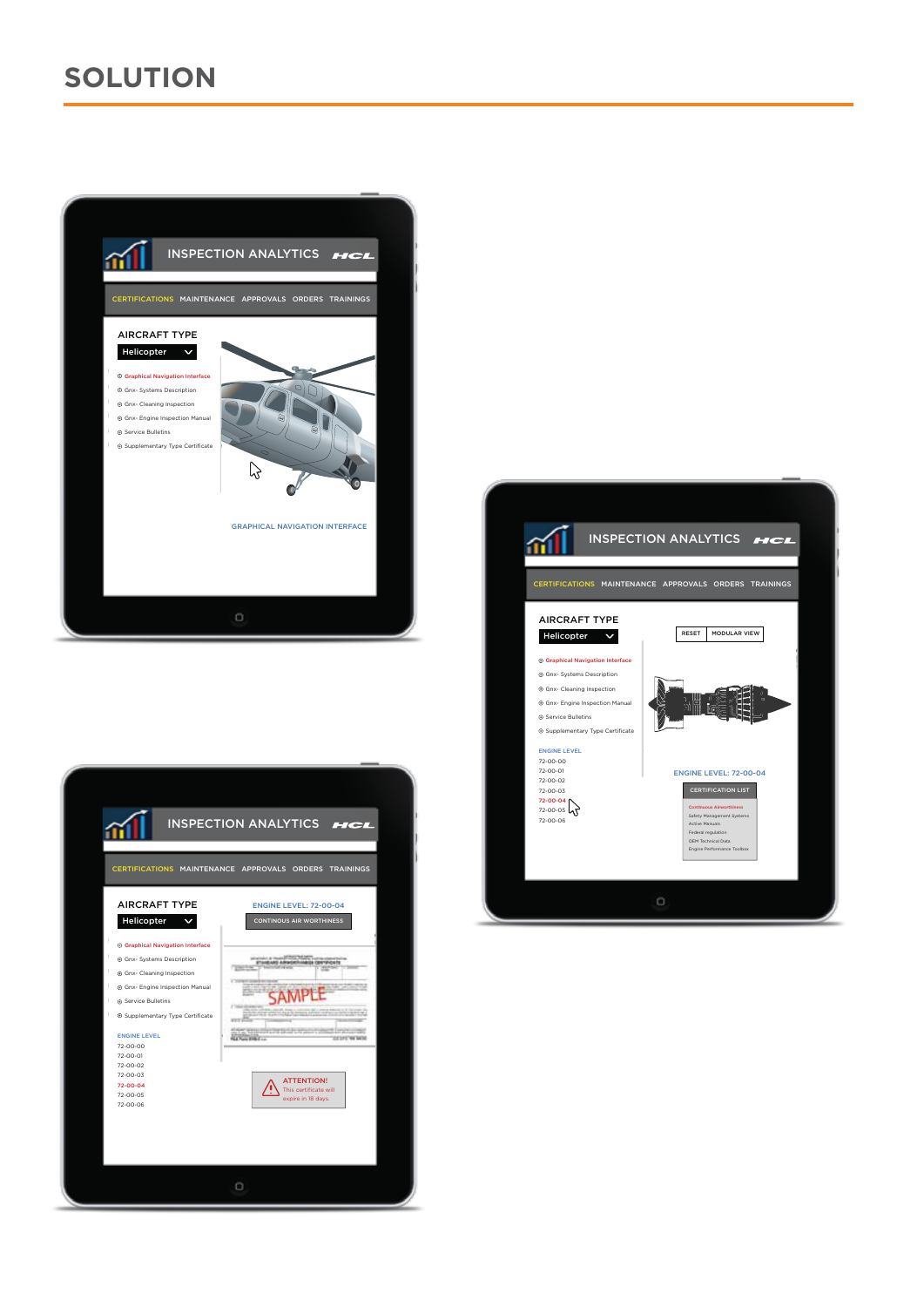# SOLUTION

INSPECTION ANALYTICS HCL

CERTIFICATIONS MAINTENANCE APPROVALS ORDERS TRAININGS

AIRCRAFT TYPE

Helicopter

- Graphical Navigation Interface
- Gnx- Systems Description
- Gnx- Cleaning Inspection
- Gnx- Engine Inspection Manual
- Service Bulletins
- Supplementary Type Certificate

GRAPHICAL NAVIGATION INTERFACE

INSPECTION ANALYTICS HCL

CERTIFICATIONS MAINTENANCE APPROVALS ORDERS TRAININGS

AIRCRAFT TYPE

Helicopter

RESET MODULAR VIEW

- Graphical Navigation Interface
- Gnx- Systems Description
- Gnx- Cleaning Inspection
- Gnx- Engine Inspection Manual
- Service Bulletins
- Supplementary Type Certificate

ENGINE LEVEL

72-00-00
72-00-01
72-00-02
72-00-03
72-00-04
72-00-05
72-00-06

ENGINE LEVEL: 72-00-04

CERTIFICATION LIST

Continuous Airworthiness
Safety Management Systems
Active Manuals
Federal regulation
OEM Technical Data
Engine Performance Toolbox

INSPECTION ANALYTICS HCL

CERTIFICATIONS MAINTENANCE APPROVALS ORDERS TRAININGS

AIRCRAFT TYPE

Helicopter

- Graphical Navigation Interface
- Gnx- Systems Description
- Gnx- Cleaning Inspection
- Gnx- Engine Inspection Manual
- Service Bulletins
- Supplementary Type Certificate

ENGINE LEVEL

72-00-00
72-00-01
72-00-02
72-00-03
72-00-04
72-00-05
72-00-06

ENGINE LEVEL: 72-00-04

CONTINOUS AIR WORTHINESS

STANDARD AIRWORTHINESS CERTIFICATE

SAMPLE

ATTENTION!
This certificate will expire in 18 days.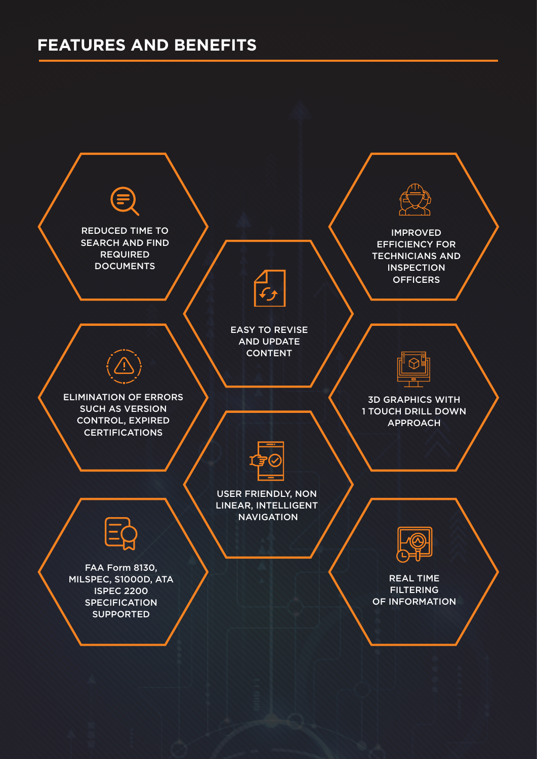# FEATURES AND BENEFITS

- REDUCED TIME TO SEARCH AND FIND REQUIRED DOCUMENTS
- EASY TO REVISE AND UPDATE CONTENT
- IMPROVED EFFICIENCY FOR TECHNICIANS AND INSPECTION OFFICERS
- ELIMINATION OF ERRORS SUCH AS VERSION CONTROL, EXPIRED CERTIFICATIONS
- 3D GRAPHICS WITH 1 TOUCH DRILL DOWN APPROACH
- USER FRIENDLY, NON LINEAR, INTELLIGENT NAVIGATION
- FAA Form 8130, MILSPEC, S1000D, ATA ISPEC 2200 SPECIFICATION SUPPORTED
- REAL TIME FILTERING OF INFORMATION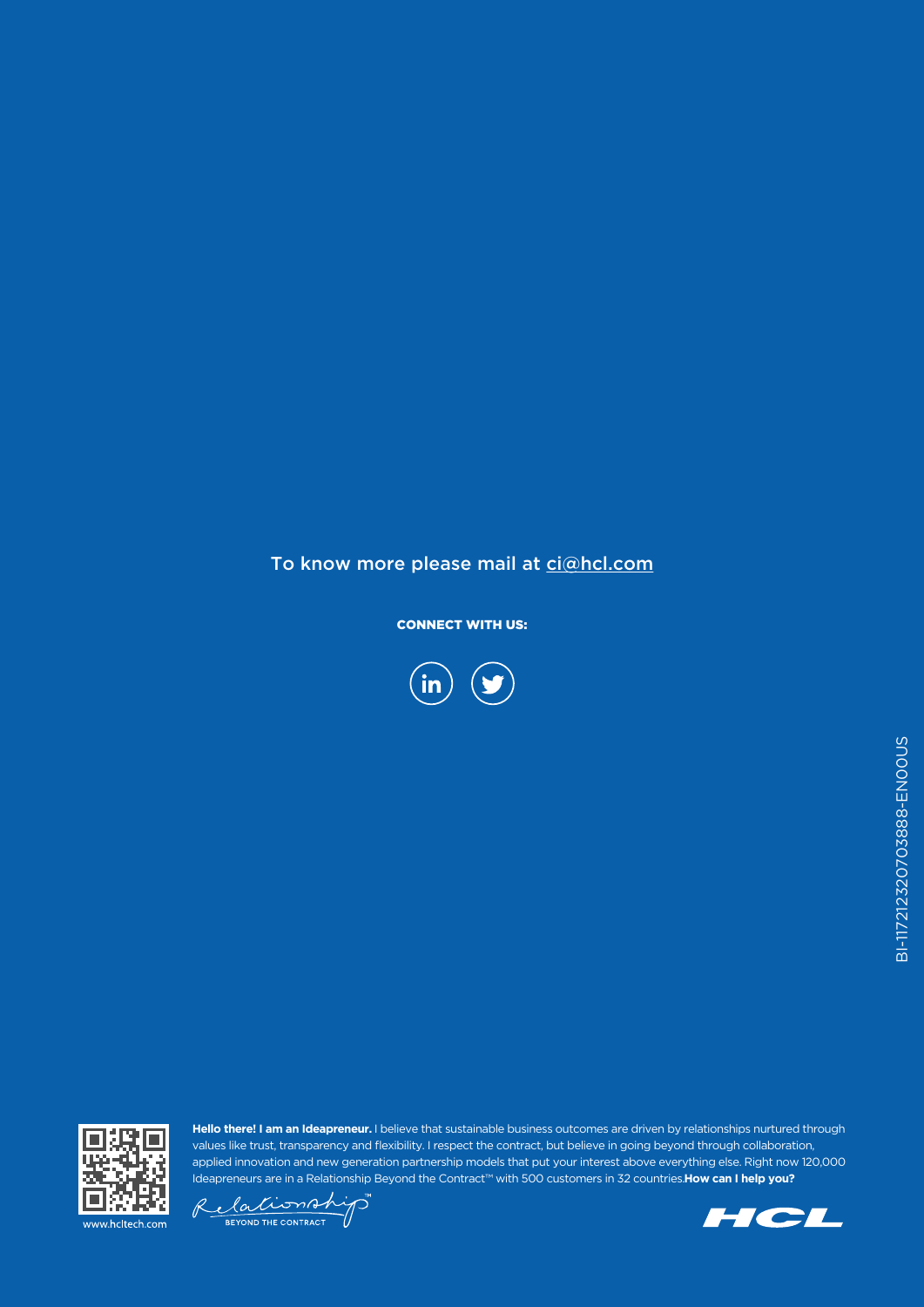To know more please mail at ci@hcl.com

**CONNECT WITH US:**

BI-11721232070388​8-EN00US

www.hcltech.com

**Hello there! I am an Ideapreneur.** I believe that sustainable business outcomes are driven by relationships nurtured through values like trust, transparency and flexibility. I respect the contract, but believe in going beyond through collaboration, applied innovation and new generation partnership models that put your interest above everything else. Right now 120,000 Ideapreneurs are in a Relationship Beyond the Contract™ with 500 customers in 32 countries.**How can I help you?**

Relationship™ BEYOND THE CONTRACT

HCL